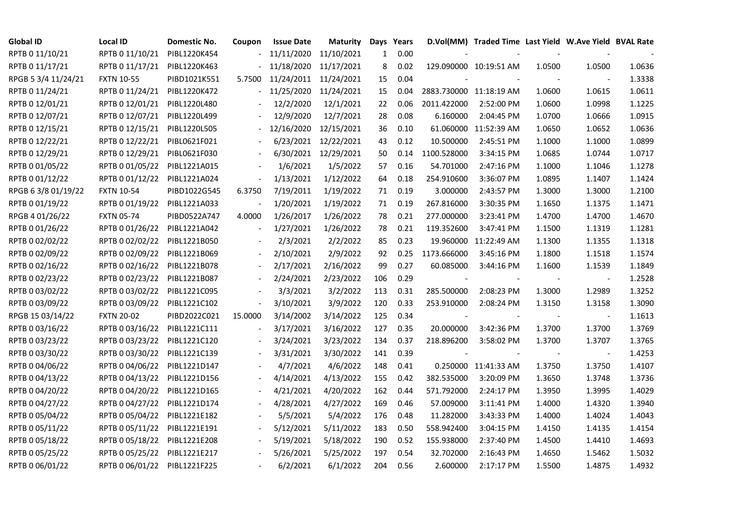| Global ID | Local ID | Domestic No. | Coupon | Issue Date | Maturity | Days | Years | D.Vol(MM) | Traded Time | Last Yield | W.Ave Yield | BVAL Rate |
|---|---|---|---|---|---|---|---|---|---|---|---|---|
| RPTB 0 11/10/21 | RPTB 0 11/10/21 | PIBL1220K454 | - | 11/11/2020 | 11/10/2021 | 1 | 0.00 | - | - | - | - | - |
| RPTB 0 11/17/21 | RPTB 0 11/17/21 | PIBL1220K463 | - | 11/18/2020 | 11/17/2021 | 8 | 0.02 | 129.090000 | 10:19:51 AM | 1.0500 | 1.0500 | 1.0636 |
| RPGB 5 3/4 11/24/21 | FXTN 10-55 | PIBD1021K551 | 5.7500 | 11/24/2011 | 11/24/2021 | 15 | 0.04 | - | - | - | - | 1.3338 |
| RPTB 0 11/24/21 | RPTB 0 11/24/21 | PIBL1220K472 | - | 11/25/2020 | 11/24/2021 | 15 | 0.04 | 2883.730000 | 11:18:19 AM | 1.0600 | 1.0615 | 1.0611 |
| RPTB 0 12/01/21 | RPTB 0 12/01/21 | PIBL1220L480 | - | 12/2/2020 | 12/1/2021 | 22 | 0.06 | 2011.422000 | 2:52:00 PM | 1.0600 | 1.0998 | 1.1225 |
| RPTB 0 12/07/21 | RPTB 0 12/07/21 | PIBL1220L499 | - | 12/9/2020 | 12/7/2021 | 28 | 0.08 | 6.160000 | 2:04:45 PM | 1.0700 | 1.0666 | 1.0915 |
| RPTB 0 12/15/21 | RPTB 0 12/15/21 | PIBL1220L505 | - | 12/16/2020 | 12/15/2021 | 36 | 0.10 | 61.060000 | 11:52:39 AM | 1.0650 | 1.0652 | 1.0636 |
| RPTB 0 12/22/21 | RPTB 0 12/22/21 | PIBL0621F021 | - | 6/23/2021 | 12/22/2021 | 43 | 0.12 | 10.500000 | 2:45:51 PM | 1.1000 | 1.1000 | 1.0899 |
| RPTB 0 12/29/21 | RPTB 0 12/29/21 | PIBL0621F030 | - | 6/30/2021 | 12/29/2021 | 50 | 0.14 | 1100.528000 | 3:34:15 PM | 1.0685 | 1.0744 | 1.0717 |
| RPTB 0 01/05/22 | RPTB 0 01/05/22 | PIBL1221A015 | - | 1/6/2021 | 1/5/2022 | 57 | 0.16 | 54.701000 | 2:47:16 PM | 1.1000 | 1.1046 | 1.1278 |
| RPTB 0 01/12/22 | RPTB 0 01/12/22 | PIBL1221A024 | - | 1/13/2021 | 1/12/2022 | 64 | 0.18 | 254.910600 | 3:36:07 PM | 1.0895 | 1.1407 | 1.1424 |
| RPGB 6 3/8 01/19/22 | FXTN 10-54 | PIBD1022G545 | 6.3750 | 7/19/2011 | 1/19/2022 | 71 | 0.19 | 3.000000 | 2:43:57 PM | 1.3000 | 1.3000 | 1.2100 |
| RPTB 0 01/19/22 | RPTB 0 01/19/22 | PIBL1221A033 | - | 1/20/2021 | 1/19/2022 | 71 | 0.19 | 267.816000 | 3:30:35 PM | 1.1650 | 1.1375 | 1.1471 |
| RPGB 4 01/26/22 | FXTN 05-74 | PIBD0522A747 | 4.0000 | 1/26/2017 | 1/26/2022 | 78 | 0.21 | 277.000000 | 3:23:41 PM | 1.4700 | 1.4700 | 1.4670 |
| RPTB 0 01/26/22 | RPTB 0 01/26/22 | PIBL1221A042 | - | 1/27/2021 | 1/26/2022 | 78 | 0.21 | 119.352600 | 3:47:41 PM | 1.1500 | 1.1319 | 1.1281 |
| RPTB 0 02/02/22 | RPTB 0 02/02/22 | PIBL1221B050 | - | 2/3/2021 | 2/2/2022 | 85 | 0.23 | 19.960000 | 11:22:49 AM | 1.1300 | 1.1355 | 1.1318 |
| RPTB 0 02/09/22 | RPTB 0 02/09/22 | PIBL1221B069 | - | 2/10/2021 | 2/9/2022 | 92 | 0.25 | 1173.666000 | 3:45:16 PM | 1.1800 | 1.1518 | 1.1574 |
| RPTB 0 02/16/22 | RPTB 0 02/16/22 | PIBL1221B078 | - | 2/17/2021 | 2/16/2022 | 99 | 0.27 | 60.085000 | 3:44:16 PM | 1.1600 | 1.1539 | 1.1849 |
| RPTB 0 02/23/22 | RPTB 0 02/23/22 | PIBL1221B087 | - | 2/24/2021 | 2/23/2022 | 106 | 0.29 | - | - | - | - | 1.2528 |
| RPTB 0 03/02/22 | RPTB 0 03/02/22 | PIBL1221C095 | - | 3/3/2021 | 3/2/2022 | 113 | 0.31 | 285.500000 | 2:08:23 PM | 1.3000 | 1.2989 | 1.3252 |
| RPTB 0 03/09/22 | RPTB 0 03/09/22 | PIBL1221C102 | - | 3/10/2021 | 3/9/2022 | 120 | 0.33 | 253.910000 | 2:08:24 PM | 1.3150 | 1.3158 | 1.3090 |
| RPGB 15 03/14/22 | FXTN 20-02 | PIBD2022C021 | 15.0000 | 3/14/2002 | 3/14/2022 | 125 | 0.34 | - | - | - | - | 1.1613 |
| RPTB 0 03/16/22 | RPTB 0 03/16/22 | PIBL1221C111 | - | 3/17/2021 | 3/16/2022 | 127 | 0.35 | 20.000000 | 3:42:36 PM | 1.3700 | 1.3700 | 1.3769 |
| RPTB 0 03/23/22 | RPTB 0 03/23/22 | PIBL1221C120 | - | 3/24/2021 | 3/23/2022 | 134 | 0.37 | 218.896200 | 3:58:02 PM | 1.3700 | 1.3707 | 1.3765 |
| RPTB 0 03/30/22 | RPTB 0 03/30/22 | PIBL1221C139 | - | 3/31/2021 | 3/30/2022 | 141 | 0.39 | - | - | - | - | 1.4253 |
| RPTB 0 04/06/22 | RPTB 0 04/06/22 | PIBL1221D147 | - | 4/7/2021 | 4/6/2022 | 148 | 0.41 | 0.250000 | 11:41:33 AM | 1.3750 | 1.3750 | 1.4107 |
| RPTB 0 04/13/22 | RPTB 0 04/13/22 | PIBL1221D156 | - | 4/14/2021 | 4/13/2022 | 155 | 0.42 | 382.535000 | 3:20:09 PM | 1.3650 | 1.3748 | 1.3736 |
| RPTB 0 04/20/22 | RPTB 0 04/20/22 | PIBL1221D165 | - | 4/21/2021 | 4/20/2022 | 162 | 0.44 | 571.792000 | 2:24:17 PM | 1.3950 | 1.3995 | 1.4029 |
| RPTB 0 04/27/22 | RPTB 0 04/27/22 | PIBL1221D174 | - | 4/28/2021 | 4/27/2022 | 169 | 0.46 | 57.009000 | 3:11:41 PM | 1.4000 | 1.4320 | 1.3940 |
| RPTB 0 05/04/22 | RPTB 0 05/04/22 | PIBL1221E182 | - | 5/5/2021 | 5/4/2022 | 176 | 0.48 | 11.282000 | 3:43:33 PM | 1.4000 | 1.4024 | 1.4043 |
| RPTB 0 05/11/22 | RPTB 0 05/11/22 | PIBL1221E191 | - | 5/12/2021 | 5/11/2022 | 183 | 0.50 | 558.942400 | 3:04:15 PM | 1.4150 | 1.4135 | 1.4154 |
| RPTB 0 05/18/22 | RPTB 0 05/18/22 | PIBL1221E208 | - | 5/19/2021 | 5/18/2022 | 190 | 0.52 | 155.938000 | 2:37:40 PM | 1.4500 | 1.4410 | 1.4693 |
| RPTB 0 05/25/22 | RPTB 0 05/25/22 | PIBL1221E217 | - | 5/26/2021 | 5/25/2022 | 197 | 0.54 | 32.702000 | 2:16:43 PM | 1.4650 | 1.5462 | 1.5032 |
| RPTB 0 06/01/22 | RPTB 0 06/01/22 | PIBL1221F225 | - | 6/2/2021 | 6/1/2022 | 204 | 0.56 | 2.600000 | 2:17:17 PM | 1.5500 | 1.4875 | 1.4932 |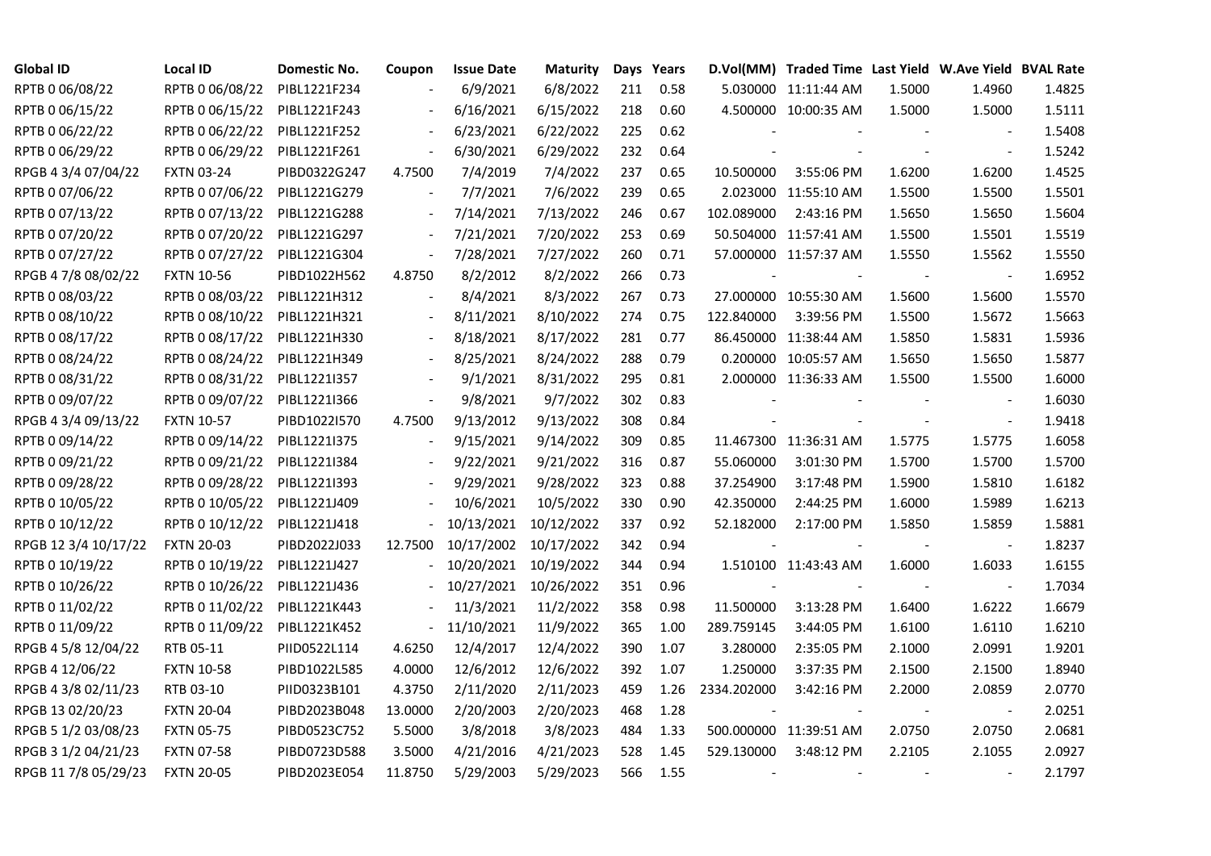| Global ID | Local ID | Domestic No. | Coupon | Issue Date | Maturity | Days | Years | D.Vol(MM) | Traded Time | Last Yield | W.Ave Yield | BVAL Rate |
|---|---|---|---|---|---|---|---|---|---|---|---|---|
| RPTB 0 06/08/22 | RPTB 0 06/08/22 | PIBL1221F234 | - | 6/9/2021 | 6/8/2022 | 211 | 0.58 | 5.030000 | 11:11:44 AM | 1.5000 | 1.4960 | 1.4825 |
| RPTB 0 06/15/22 | RPTB 0 06/15/22 | PIBL1221F243 | - | 6/16/2021 | 6/15/2022 | 218 | 0.60 | 4.500000 | 10:00:35 AM | 1.5000 | 1.5000 | 1.5111 |
| RPTB 0 06/22/22 | RPTB 0 06/22/22 | PIBL1221F252 | - | 6/23/2021 | 6/22/2022 | 225 | 0.62 | - | - | - | - | 1.5408 |
| RPTB 0 06/29/22 | RPTB 0 06/29/22 | PIBL1221F261 | - | 6/30/2021 | 6/29/2022 | 232 | 0.64 | - | - | - | - | 1.5242 |
| RPGB 4 3/4 07/04/22 | FXTN 03-24 | PIBD0322G247 | 4.7500 | 7/4/2019 | 7/4/2022 | 237 | 0.65 | 10.500000 | 3:55:06 PM | 1.6200 | 1.6200 | 1.4525 |
| RPTB 0 07/06/22 | RPTB 0 07/06/22 | PIBL1221G279 | - | 7/7/2021 | 7/6/2022 | 239 | 0.65 | 2.023000 | 11:55:10 AM | 1.5500 | 1.5500 | 1.5501 |
| RPTB 0 07/13/22 | RPTB 0 07/13/22 | PIBL1221G288 | - | 7/14/2021 | 7/13/2022 | 246 | 0.67 | 102.089000 | 2:43:16 PM | 1.5650 | 1.5650 | 1.5604 |
| RPTB 0 07/20/22 | RPTB 0 07/20/22 | PIBL1221G297 | - | 7/21/2021 | 7/20/2022 | 253 | 0.69 | 50.504000 | 11:57:41 AM | 1.5500 | 1.5501 | 1.5519 |
| RPTB 0 07/27/22 | RPTB 0 07/27/22 | PIBL1221G304 | - | 7/28/2021 | 7/27/2022 | 260 | 0.71 | 57.000000 | 11:57:37 AM | 1.5550 | 1.5562 | 1.5550 |
| RPGB 4 7/8 08/02/22 | FXTN 10-56 | PIBD1022H562 | 4.8750 | 8/2/2012 | 8/2/2022 | 266 | 0.73 | - | - | - | - | 1.6952 |
| RPTB 0 08/03/22 | RPTB 0 08/03/22 | PIBL1221H312 | - | 8/4/2021 | 8/3/2022 | 267 | 0.73 | 27.000000 | 10:55:30 AM | 1.5600 | 1.5600 | 1.5570 |
| RPTB 0 08/10/22 | RPTB 0 08/10/22 | PIBL1221H321 | - | 8/11/2021 | 8/10/2022 | 274 | 0.75 | 122.840000 | 3:39:56 PM | 1.5500 | 1.5672 | 1.5663 |
| RPTB 0 08/17/22 | RPTB 0 08/17/22 | PIBL1221H330 | - | 8/18/2021 | 8/17/2022 | 281 | 0.77 | 86.450000 | 11:38:44 AM | 1.5850 | 1.5831 | 1.5936 |
| RPTB 0 08/24/22 | RPTB 0 08/24/22 | PIBL1221H349 | - | 8/25/2021 | 8/24/2022 | 288 | 0.79 | 0.200000 | 10:05:57 AM | 1.5650 | 1.5650 | 1.5877 |
| RPTB 0 08/31/22 | RPTB 0 08/31/22 | PIBL1221I357 | - | 9/1/2021 | 8/31/2022 | 295 | 0.81 | 2.000000 | 11:36:33 AM | 1.5500 | 1.5500 | 1.6000 |
| RPTB 0 09/07/22 | RPTB 0 09/07/22 | PIBL1221I366 | - | 9/8/2021 | 9/7/2022 | 302 | 0.83 | - | - | - | - | 1.6030 |
| RPGB 4 3/4 09/13/22 | FXTN 10-57 | PIBD1022I570 | 4.7500 | 9/13/2012 | 9/13/2022 | 308 | 0.84 | - | - | - | - | 1.9418 |
| RPTB 0 09/14/22 | RPTB 0 09/14/22 | PIBL1221I375 | - | 9/15/2021 | 9/14/2022 | 309 | 0.85 | 11.467300 | 11:36:31 AM | 1.5775 | 1.5775 | 1.6058 |
| RPTB 0 09/21/22 | RPTB 0 09/21/22 | PIBL1221I384 | - | 9/22/2021 | 9/21/2022 | 316 | 0.87 | 55.060000 | 3:01:30 PM | 1.5700 | 1.5700 | 1.5700 |
| RPTB 0 09/28/22 | RPTB 0 09/28/22 | PIBL1221I393 | - | 9/29/2021 | 9/28/2022 | 323 | 0.88 | 37.254900 | 3:17:48 PM | 1.5900 | 1.5810 | 1.6182 |
| RPTB 0 10/05/22 | RPTB 0 10/05/22 | PIBL1221J409 | - | 10/6/2021 | 10/5/2022 | 330 | 0.90 | 42.350000 | 2:44:25 PM | 1.6000 | 1.5989 | 1.6213 |
| RPTB 0 10/12/22 | RPTB 0 10/12/22 | PIBL1221J418 | - | 10/13/2021 | 10/12/2022 | 337 | 0.92 | 52.182000 | 2:17:00 PM | 1.5850 | 1.5859 | 1.5881 |
| RPGB 12 3/4 10/17/22 | FXTN 20-03 | PIBD2022J033 | 12.7500 | 10/17/2002 | 10/17/2022 | 342 | 0.94 | - | - | - | - | 1.8237 |
| RPTB 0 10/19/22 | RPTB 0 10/19/22 | PIBL1221J427 | - | 10/20/2021 | 10/19/2022 | 344 | 0.94 | 1.510100 | 11:43:43 AM | 1.6000 | 1.6033 | 1.6155 |
| RPTB 0 10/26/22 | RPTB 0 10/26/22 | PIBL1221J436 | - | 10/27/2021 | 10/26/2022 | 351 | 0.96 | - | - | - | - | 1.7034 |
| RPTB 0 11/02/22 | RPTB 0 11/02/22 | PIBL1221K443 | - | 11/3/2021 | 11/2/2022 | 358 | 0.98 | 11.500000 | 3:13:28 PM | 1.6400 | 1.6222 | 1.6679 |
| RPTB 0 11/09/22 | RPTB 0 11/09/22 | PIBL1221K452 | - | 11/10/2021 | 11/9/2022 | 365 | 1.00 | 289.759145 | 3:44:05 PM | 1.6100 | 1.6110 | 1.6210 |
| RPGB 4 5/8 12/04/22 | RTB 05-11 | PIID0522L114 | 4.6250 | 12/4/2017 | 12/4/2022 | 390 | 1.07 | 3.280000 | 2:35:05 PM | 2.1000 | 2.0991 | 1.9201 |
| RPGB 4 12/06/22 | FXTN 10-58 | PIBD1022L585 | 4.0000 | 12/6/2012 | 12/6/2022 | 392 | 1.07 | 1.250000 | 3:37:35 PM | 2.1500 | 2.1500 | 1.8940 |
| RPGB 4 3/8 02/11/23 | RTB 03-10 | PIID0323B101 | 4.3750 | 2/11/2020 | 2/11/2023 | 459 | 1.26 | 2334.202000 | 3:42:16 PM | 2.2000 | 2.0859 | 2.0770 |
| RPGB 13 02/20/23 | FXTN 20-04 | PIBD2023B048 | 13.0000 | 2/20/2003 | 2/20/2023 | 468 | 1.28 | - | - | - | - | 2.0251 |
| RPGB 5 1/2 03/08/23 | FXTN 05-75 | PIBD0523C752 | 5.5000 | 3/8/2018 | 3/8/2023 | 484 | 1.33 | 500.000000 | 11:39:51 AM | 2.0750 | 2.0750 | 2.0681 |
| RPGB 3 1/2 04/21/23 | FXTN 07-58 | PIBD0723D588 | 3.5000 | 4/21/2016 | 4/21/2023 | 528 | 1.45 | 529.130000 | 3:48:12 PM | 2.2105 | 2.1055 | 2.0927 |
| RPGB 11 7/8 05/29/23 | FXTN 20-05 | PIBD2023E054 | 11.8750 | 5/29/2003 | 5/29/2023 | 566 | 1.55 | - | - | - | - | 2.1797 |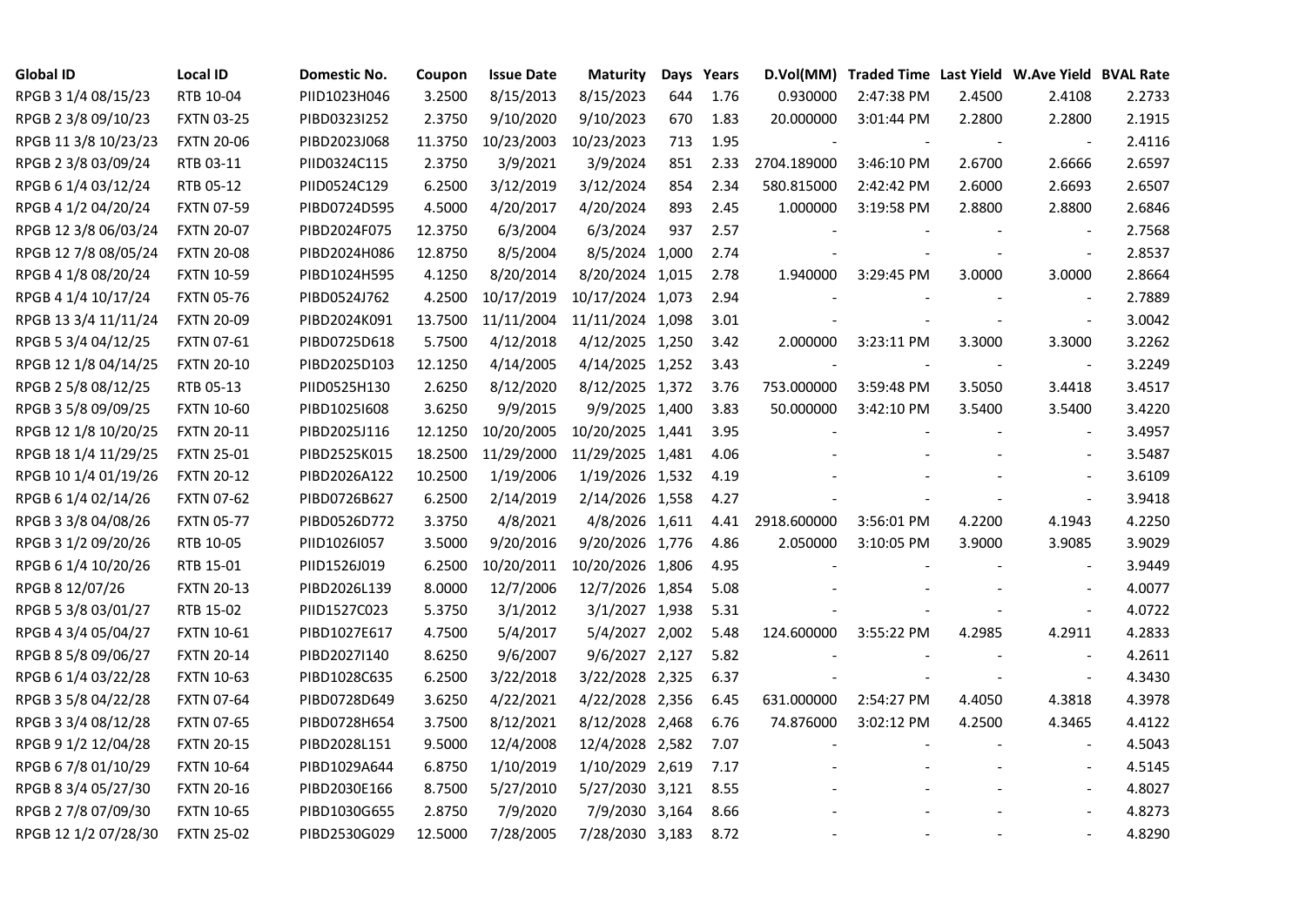| Global ID | Local ID | Domestic No. | Coupon | Issue Date | Maturity | Days | Years | D.Vol(MM) | Traded Time | Last Yield | W.Ave Yield | BVAL Rate |
|---|---|---|---|---|---|---|---|---|---|---|---|---|
| RPGB 3 1/4 08/15/23 | RTB 10-04 | PIID1023H046 | 3.2500 | 8/15/2013 | 8/15/2023 | 644 | 1.76 | 0.930000 | 2:47:38 PM | 2.4500 | 2.4108 | 2.2733 |
| RPGB 2 3/8 09/10/23 | FXTN 03-25 | PIBD0323I252 | 2.3750 | 9/10/2020 | 9/10/2023 | 670 | 1.83 | 20.000000 | 3:01:44 PM | 2.2800 | 2.2800 | 2.1915 |
| RPGB 11 3/8 10/23/23 | FXTN 20-06 | PIBD2023J068 | 11.3750 | 10/23/2003 | 10/23/2023 | 713 | 1.95 | - | - | - | - | 2.4116 |
| RPGB 2 3/8 03/09/24 | RTB 03-11 | PIID0324C115 | 2.3750 | 3/9/2021 | 3/9/2024 | 851 | 2.33 | 2704.189000 | 3:46:10 PM | 2.6700 | 2.6666 | 2.6597 |
| RPGB 6 1/4 03/12/24 | RTB 05-12 | PIID0524C129 | 6.2500 | 3/12/2019 | 3/12/2024 | 854 | 2.34 | 580.815000 | 2:42:42 PM | 2.6000 | 2.6693 | 2.6507 |
| RPGB 4 1/2 04/20/24 | FXTN 07-59 | PIBD0724D595 | 4.5000 | 4/20/2017 | 4/20/2024 | 893 | 2.45 | 1.000000 | 3:19:58 PM | 2.8800 | 2.8800 | 2.6846 |
| RPGB 12 3/8 06/03/24 | FXTN 20-07 | PIBD2024F075 | 12.3750 | 6/3/2004 | 6/3/2024 | 937 | 2.57 | - | - | - | - | 2.7568 |
| RPGB 12 7/8 08/05/24 | FXTN 20-08 | PIBD2024H086 | 12.8750 | 8/5/2004 | 8/5/2024 | 1,000 | 2.74 | - | - | - | - | 2.8537 |
| RPGB 4 1/8 08/20/24 | FXTN 10-59 | PIBD1024H595 | 4.1250 | 8/20/2014 | 8/20/2024 | 1,015 | 2.78 | 1.940000 | 3:29:45 PM | 3.0000 | 3.0000 | 2.8664 |
| RPGB 4 1/4 10/17/24 | FXTN 05-76 | PIBD0524J762 | 4.2500 | 10/17/2019 | 10/17/2024 | 1,073 | 2.94 | - | - | - | - | 2.7889 |
| RPGB 13 3/4 11/11/24 | FXTN 20-09 | PIBD2024K091 | 13.7500 | 11/11/2004 | 11/11/2024 | 1,098 | 3.01 | - | - | - | - | 3.0042 |
| RPGB 5 3/4 04/12/25 | FXTN 07-61 | PIBD0725D618 | 5.7500 | 4/12/2018 | 4/12/2025 | 1,250 | 3.42 | 2.000000 | 3:23:11 PM | 3.3000 | 3.3000 | 3.2262 |
| RPGB 12 1/8 04/14/25 | FXTN 20-10 | PIBD2025D103 | 12.1250 | 4/14/2005 | 4/14/2025 | 1,252 | 3.43 | - | - | - | - | 3.2249 |
| RPGB 2 5/8 08/12/25 | RTB 05-13 | PIID0525H130 | 2.6250 | 8/12/2020 | 8/12/2025 | 1,372 | 3.76 | 753.000000 | 3:59:48 PM | 3.5050 | 3.4418 | 3.4517 |
| RPGB 3 5/8 09/09/25 | FXTN 10-60 | PIBD1025I608 | 3.6250 | 9/9/2015 | 9/9/2025 | 1,400 | 3.83 | 50.000000 | 3:42:10 PM | 3.5400 | 3.5400 | 3.4220 |
| RPGB 12 1/8 10/20/25 | FXTN 20-11 | PIBD2025J116 | 12.1250 | 10/20/2005 | 10/20/2025 | 1,441 | 3.95 | - | - | - | - | 3.4957 |
| RPGB 18 1/4 11/29/25 | FXTN 25-01 | PIBD2525K015 | 18.2500 | 11/29/2000 | 11/29/2025 | 1,481 | 4.06 | - | - | - | - | 3.5487 |
| RPGB 10 1/4 01/19/26 | FXTN 20-12 | PIBD2026A122 | 10.2500 | 1/19/2006 | 1/19/2026 | 1,532 | 4.19 | - | - | - | - | 3.6109 |
| RPGB 6 1/4 02/14/26 | FXTN 07-62 | PIBD0726B627 | 6.2500 | 2/14/2019 | 2/14/2026 | 1,558 | 4.27 | - | - | - | - | 3.9418 |
| RPGB 3 3/8 04/08/26 | FXTN 05-77 | PIBD0526D772 | 3.3750 | 4/8/2021 | 4/8/2026 | 1,611 | 4.41 | 2918.600000 | 3:56:01 PM | 4.2200 | 4.1943 | 4.2250 |
| RPGB 3 1/2 09/20/26 | RTB 10-05 | PIID1026I057 | 3.5000 | 9/20/2016 | 9/20/2026 | 1,776 | 4.86 | 2.050000 | 3:10:05 PM | 3.9000 | 3.9085 | 3.9029 |
| RPGB 6 1/4 10/20/26 | RTB 15-01 | PIID1526J019 | 6.2500 | 10/20/2011 | 10/20/2026 | 1,806 | 4.95 | - | - | - | - | 3.9449 |
| RPGB 8 12/07/26 | FXTN 20-13 | PIBD2026L139 | 8.0000 | 12/7/2006 | 12/7/2026 | 1,854 | 5.08 | - | - | - | - | 4.0077 |
| RPGB 5 3/8 03/01/27 | RTB 15-02 | PIID1527C023 | 5.3750 | 3/1/2012 | 3/1/2027 | 1,938 | 5.31 | - | - | - | - | 4.0722 |
| RPGB 4 3/4 05/04/27 | FXTN 10-61 | PIBD1027E617 | 4.7500 | 5/4/2017 | 5/4/2027 | 2,002 | 5.48 | 124.600000 | 3:55:22 PM | 4.2985 | 4.2911 | 4.2833 |
| RPGB 8 5/8 09/06/27 | FXTN 20-14 | PIBD2027I140 | 8.6250 | 9/6/2007 | 9/6/2027 | 2,127 | 5.82 | - | - | - | - | 4.2611 |
| RPGB 6 1/4 03/22/28 | FXTN 10-63 | PIBD1028C635 | 6.2500 | 3/22/2018 | 3/22/2028 | 2,325 | 6.37 | - | - | - | - | 4.3430 |
| RPGB 3 5/8 04/22/28 | FXTN 07-64 | PIBD0728D649 | 3.6250 | 4/22/2021 | 4/22/2028 | 2,356 | 6.45 | 631.000000 | 2:54:27 PM | 4.4050 | 4.3818 | 4.3978 |
| RPGB 3 3/4 08/12/28 | FXTN 07-65 | PIBD0728H654 | 3.7500 | 8/12/2021 | 8/12/2028 | 2,468 | 6.76 | 74.876000 | 3:02:12 PM | 4.2500 | 4.3465 | 4.4122 |
| RPGB 9 1/2 12/04/28 | FXTN 20-15 | PIBD2028L151 | 9.5000 | 12/4/2008 | 12/4/2028 | 2,582 | 7.07 | - | - | - | - | 4.5043 |
| RPGB 6 7/8 01/10/29 | FXTN 10-64 | PIBD1029A644 | 6.8750 | 1/10/2019 | 1/10/2029 | 2,619 | 7.17 | - | - | - | - | 4.5145 |
| RPGB 8 3/4 05/27/30 | FXTN 20-16 | PIBD2030E166 | 8.7500 | 5/27/2010 | 5/27/2030 | 3,121 | 8.55 | - | - | - | - | 4.8027 |
| RPGB 2 7/8 07/09/30 | FXTN 10-65 | PIBD1030G655 | 2.8750 | 7/9/2020 | 7/9/2030 | 3,164 | 8.66 | - | - | - | - | 4.8273 |
| RPGB 12 1/2 07/28/30 | FXTN 25-02 | PIBD2530G029 | 12.5000 | 7/28/2005 | 7/28/2030 | 3,183 | 8.72 | - | - | - | - | 4.8290 |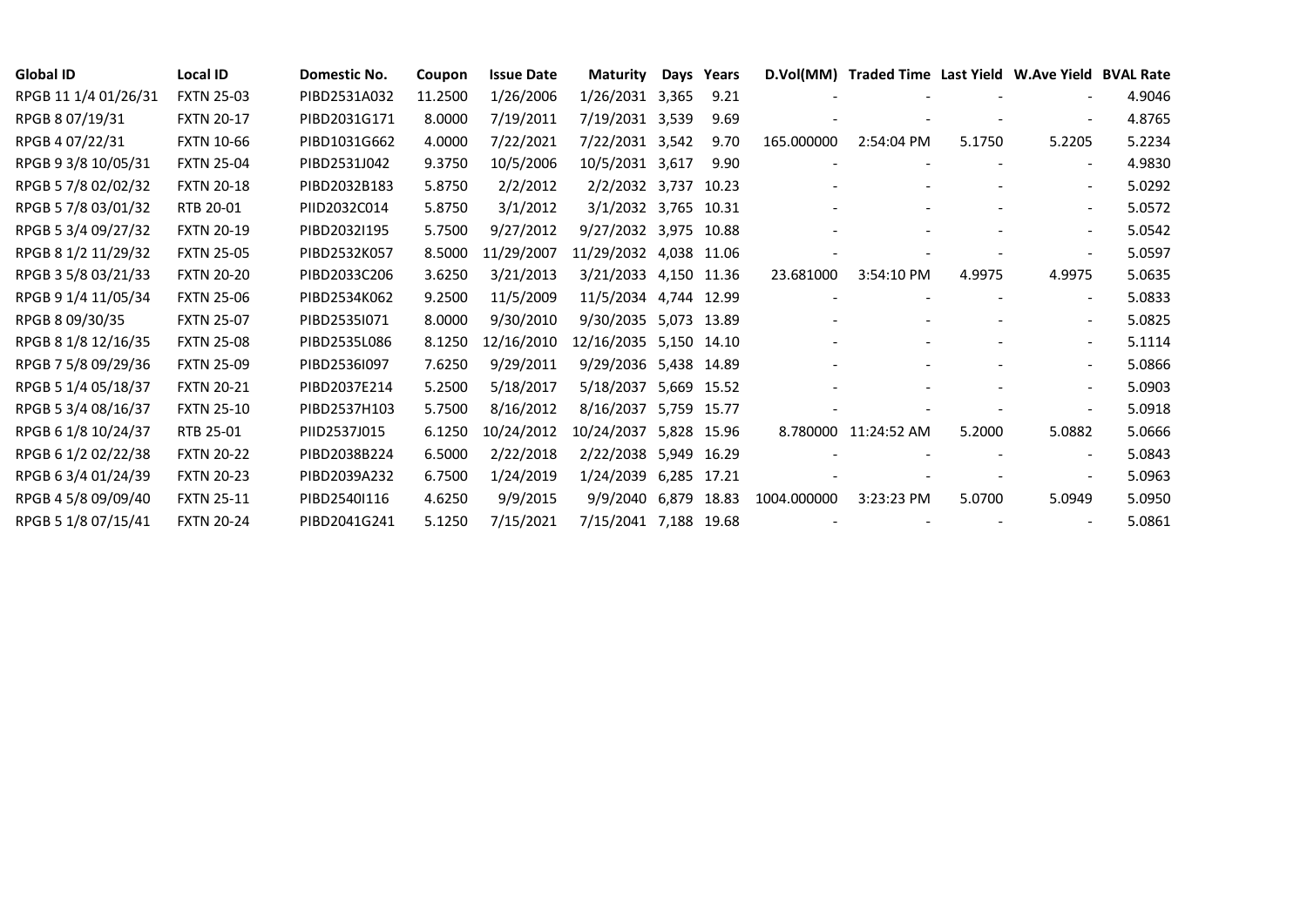| Global ID | Local ID | Domestic No. | Coupon | Issue Date | Maturity | Days | Years | D.Vol(MM) | Traded Time | Last Yield | W.Ave Yield | BVAL Rate |
|---|---|---|---|---|---|---|---|---|---|---|---|---|
| RPGB 11 1/4 01/26/31 | FXTN 25-03 | PIBD2531A032 | 11.2500 | 1/26/2006 | 1/26/2031 | 3,365 | 9.21 | - | - | - | - | 4.9046 |
| RPGB 8 07/19/31 | FXTN 20-17 | PIBD2031G171 | 8.0000 | 7/19/2011 | 7/19/2031 | 3,539 | 9.69 | - | - | - | - | 4.8765 |
| RPGB 4 07/22/31 | FXTN 10-66 | PIBD1031G662 | 4.0000 | 7/22/2021 | 7/22/2031 | 3,542 | 9.70 | 165.000000 | 2:54:04 PM | 5.1750 | 5.2205 | 5.2234 |
| RPGB 9 3/8 10/05/31 | FXTN 25-04 | PIBD2531J042 | 9.3750 | 10/5/2006 | 10/5/2031 | 3,617 | 9.90 | - | - | - | - | 4.9830 |
| RPGB 5 7/8 02/02/32 | FXTN 20-18 | PIBD2032B183 | 5.8750 | 2/2/2012 | 2/2/2032 | 3,737 | 10.23 | - | - | - | - | 5.0292 |
| RPGB 5 7/8 03/01/32 | RTB 20-01 | PIID2032C014 | 5.8750 | 3/1/2012 | 3/1/2032 | 3,765 | 10.31 | - | - | - | - | 5.0572 |
| RPGB 5 3/4 09/27/32 | FXTN 20-19 | PIBD2032I195 | 5.7500 | 9/27/2012 | 9/27/2032 | 3,975 | 10.88 | - | - | - | - | 5.0542 |
| RPGB 8 1/2 11/29/32 | FXTN 25-05 | PIBD2532K057 | 8.5000 | 11/29/2007 | 11/29/2032 | 4,038 | 11.06 | - | - | - | - | 5.0597 |
| RPGB 3 5/8 03/21/33 | FXTN 20-20 | PIBD2033C206 | 3.6250 | 3/21/2013 | 3/21/2033 | 4,150 | 11.36 | 23.681000 | 3:54:10 PM | 4.9975 | 4.9975 | 5.0635 |
| RPGB 9 1/4 11/05/34 | FXTN 25-06 | PIBD2534K062 | 9.2500 | 11/5/2009 | 11/5/2034 | 4,744 | 12.99 | - | - | - | - | 5.0833 |
| RPGB 8 09/30/35 | FXTN 25-07 | PIBD2535I071 | 8.0000 | 9/30/2010 | 9/30/2035 | 5,073 | 13.89 | - | - | - | - | 5.0825 |
| RPGB 8 1/8 12/16/35 | FXTN 25-08 | PIBD2535L086 | 8.1250 | 12/16/2010 | 12/16/2035 | 5,150 | 14.10 | - | - | - | - | 5.1114 |
| RPGB 7 5/8 09/29/36 | FXTN 25-09 | PIBD2536I097 | 7.6250 | 9/29/2011 | 9/29/2036 | 5,438 | 14.89 | - | - | - | - | 5.0866 |
| RPGB 5 1/4 05/18/37 | FXTN 20-21 | PIBD2037E214 | 5.2500 | 5/18/2017 | 5/18/2037 | 5,669 | 15.52 | - | - | - | - | 5.0903 |
| RPGB 5 3/4 08/16/37 | FXTN 25-10 | PIBD2537H103 | 5.7500 | 8/16/2012 | 8/16/2037 | 5,759 | 15.77 | - | - | - | - | 5.0918 |
| RPGB 6 1/8 10/24/37 | RTB 25-01 | PIID2537J015 | 6.1250 | 10/24/2012 | 10/24/2037 | 5,828 | 15.96 | 8.780000 | 11:24:52 AM | 5.2000 | 5.0882 | 5.0666 |
| RPGB 6 1/2 02/22/38 | FXTN 20-22 | PIBD2038B224 | 6.5000 | 2/22/2018 | 2/22/2038 | 5,949 | 16.29 | - | - | - | - | 5.0843 |
| RPGB 6 3/4 01/24/39 | FXTN 20-23 | PIBD2039A232 | 6.7500 | 1/24/2019 | 1/24/2039 | 6,285 | 17.21 | - | - | - | - | 5.0963 |
| RPGB 4 5/8 09/09/40 | FXTN 25-11 | PIBD2540I116 | 4.6250 | 9/9/2015 | 9/9/2040 | 6,879 | 18.83 | 1004.000000 | 3:23:23 PM | 5.0700 | 5.0949 | 5.0950 |
| RPGB 5 1/8 07/15/41 | FXTN 20-24 | PIBD2041G241 | 5.1250 | 7/15/2021 | 7/15/2041 | 7,188 | 19.68 | - | - | - | - | 5.0861 |